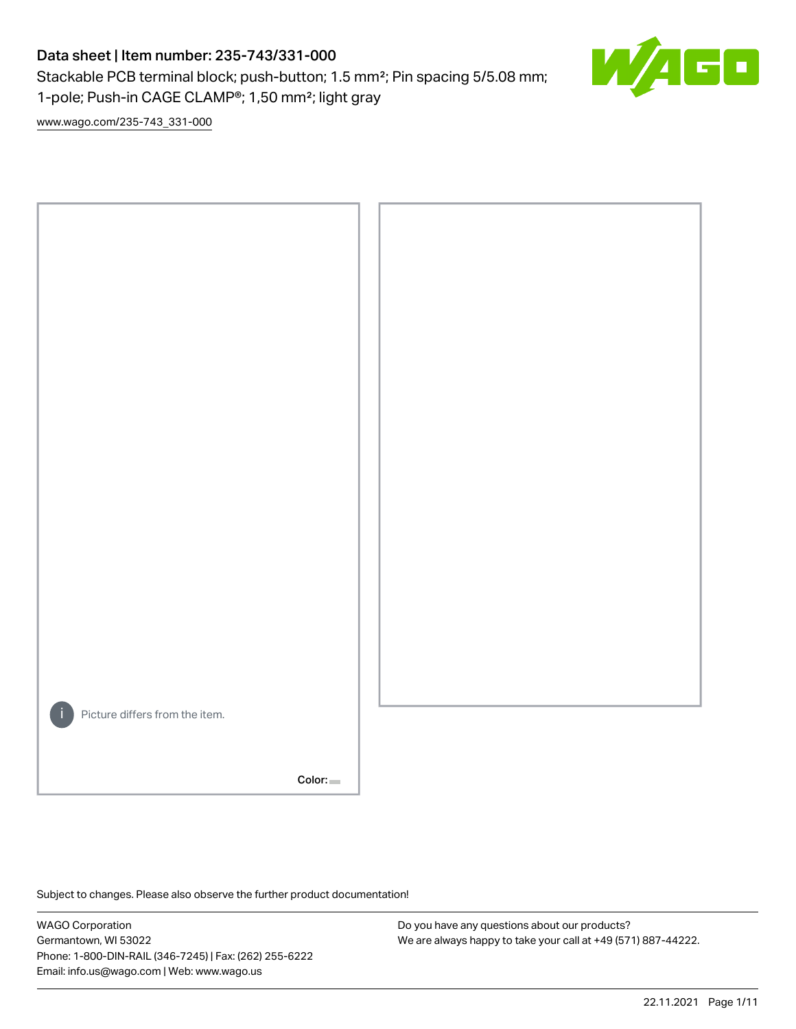# Data sheet | Item number: 235-743/331-000

Stackable PCB terminal block; push-button; 1.5 mm²; Pin spacing 5/5.08 mm; 1-pole; Push-in CAGE CLAMP®; 1,50 mm²; light gray

www.wago.com/235-743_331-000

Picture differs from the item.

Color:

Subject to changes. Please also observe the further product documentation!

WAGO Corporation
Germantown, WI 53022
Phone: 1-800-DIN-RAIL (346-7245) | Fax: (262) 255-6222
Email: info.us@wago.com | Web: www.wago.us

Do you have any questions about our products?
We are always happy to take your call at +49 (571) 887-44222.

22.11.2021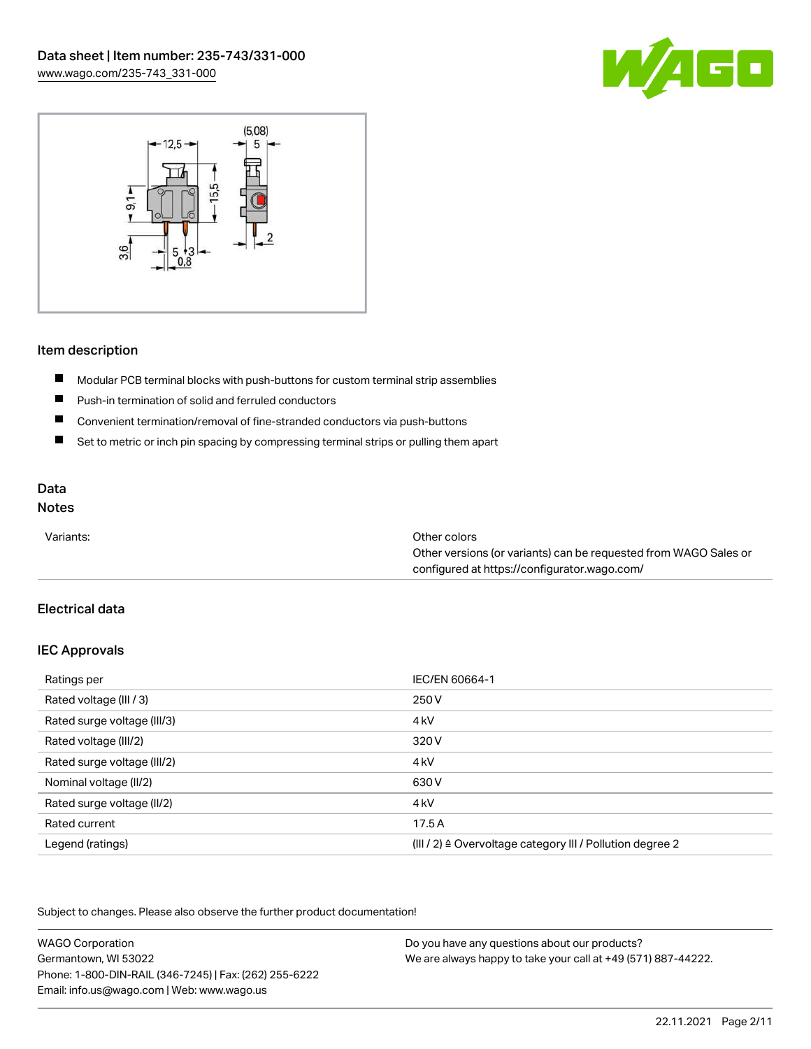## Item description

- Modular PCB terminal blocks with push-buttons for custom terminal strip assemblies
- Push-in termination of solid and ferruled conductors
- Convenient termination/removal of fine-stranded conductors via push-buttons
- Set to metric or inch pin spacing by compressing terminal strips or pulling them apart

## Data

### Notes

| | |
|---|---|
| Variants: | Other colors<br>Other versions (or variants) can be requested from WAGO Sales or configured at https://configurator.wago.com/ |

### Electrical data

#### IEC Approvals

| | |
|---|---|
| Ratings per | IEC/EN 60664-1 |
| Rated voltage (III / 3) | 250 V |
| Rated surge voltage (III/3) | 4 kV |
| Rated voltage (III/2) | 320 V |
| Rated surge voltage (III/2) | 4 kV |
| Nominal voltage (II/2) | 630 V |
| Rated surge voltage (II/2) | 4 kV |
| Rated current | 17.5 A |
| Legend (ratings) | (III / 2) ≙ Overvoltage category III / Pollution degree 2 |

Subject to changes. Please also observe the further product documentation!

WAGO Corporation
Germantown, WI 53022
Phone: 1-800-DIN-RAIL (346-7245) | Fax: (262) 255-6222
Email: info.us@wago.com | Web: www.wago.us

Do you have any questions about our products?
We are always happy to take your call at +49 (571) 887-44222.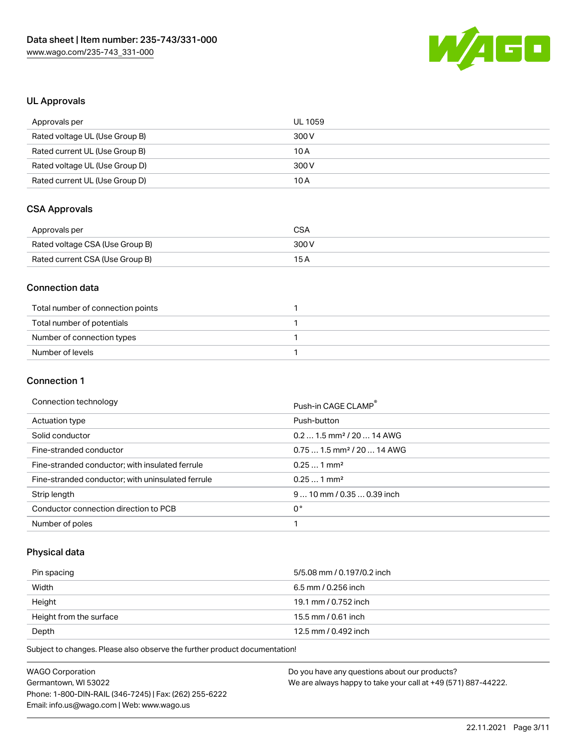## UL Approvals

| Approvals per | UL 1059 |
|---|---|
| Rated voltage UL (Use Group B) | 300 V |
| Rated current UL (Use Group B) | 10 A |
| Rated voltage UL (Use Group D) | 300 V |
| Rated current UL (Use Group D) | 10 A |

## CSA Approvals

| Approvals per | CSA |
|---|---|
| Rated voltage CSA (Use Group B) | 300 V |
| Rated current CSA (Use Group B) | 15 A |

## Connection data

| Total number of connection points | 1 |
|---|---|
| Total number of potentials | 1 |
| Number of connection types | 1 |
| Number of levels | 1 |

## Connection 1

| Connection technology | Push-in CAGE CLAMP® |
|---|---|
| Actuation type | Push-button |
| Solid conductor | 0.2 … 1.5 mm² / 20 … 14 AWG |
| Fine-stranded conductor | 0.75 … 1.5 mm² / 20 … 14 AWG |
| Fine-stranded conductor; with insulated ferrule | 0.25 … 1 mm² |
| Fine-stranded conductor; with uninsulated ferrule | 0.25 … 1 mm² |
| Strip length | 9 … 10 mm / 0.35 … 0.39 inch |
| Conductor connection direction to PCB | 0 ° |
| Number of poles | 1 |

## Physical data

| Pin spacing | 5/5.08 mm / 0.197/0.2 inch |
|---|---|
| Width | 6.5 mm / 0.256 inch |
| Height | 19.1 mm / 0.752 inch |
| Height from the surface | 15.5 mm / 0.61 inch |
| Depth | 12.5 mm / 0.492 inch |

Subject to changes. Please also observe the further product documentation!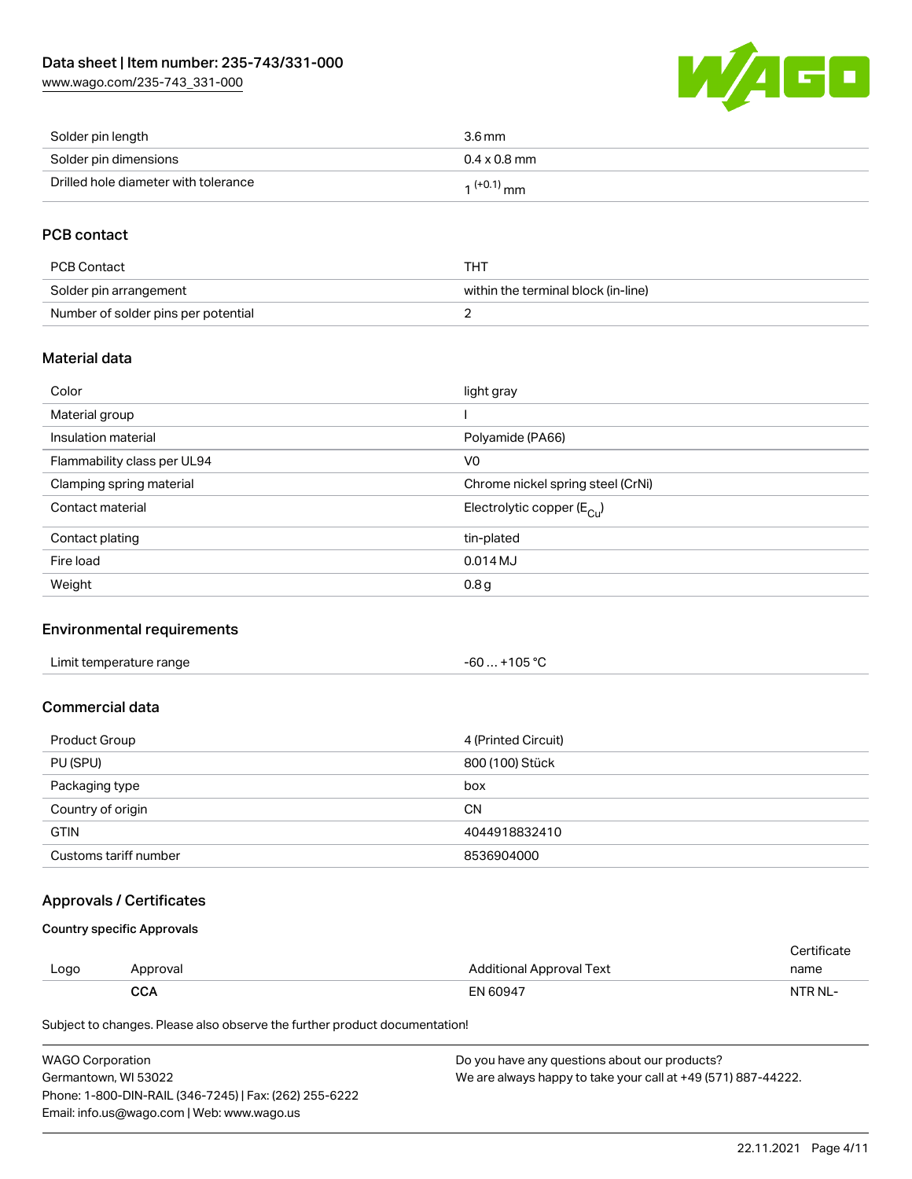| | |
|---|---|
| Solder pin length | 3.6 mm |
| Solder pin dimensions | 0.4 x 0.8 mm |
| Drilled hole diameter with tolerance | $1^{(+0.1)}$ mm |

## PCB contact

| | |
|---|---|
| PCB Contact | THT |
| Solder pin arrangement | within the terminal block (in-line) |
| Number of solder pins per potential | 2 |

## Material data

| | |
|---|---|
| Color | light gray |
| Material group | I |
| Insulation material | Polyamide (PA66) |
| Flammability class per UL94 | V0 |
| Clamping spring material | Chrome nickel spring steel (CrNi) |
| Contact material | Electrolytic copper ($E_{Cu}$) |
| Contact plating | tin-plated |
| Fire load | 0.014 MJ |
| Weight | 0.8 g |

## Environmental requirements

| | |
|---|---|
| Limit temperature range | -60 … +105 °C |

## Commercial data

| | |
|---|---|
| Product Group | 4 (Printed Circuit) |
| PU (SPU) | 800 (100) Stück |
| Packaging type | box |
| Country of origin | CN |
| GTIN | 4044918832410 |
| Customs tariff number | 8536904000 |

## Approvals / Certificates

### Country specific Approvals

| Logo | Approval | Additional Approval Text | Certificate name |
|---|---|---|---|
| | **CCA** | EN 60947 | NTR NL- |

Subject to changes. Please also observe the further product documentation!

WAGO Corporation
Germantown, WI 53022
Phone: 1-800-DIN-RAIL (346-7245) | Fax: (262) 255-6222
Email: info.us@wago.com | Web: www.wago.us

Do you have any questions about our products?
We are always happy to take your call at +49 (571) 887-44222.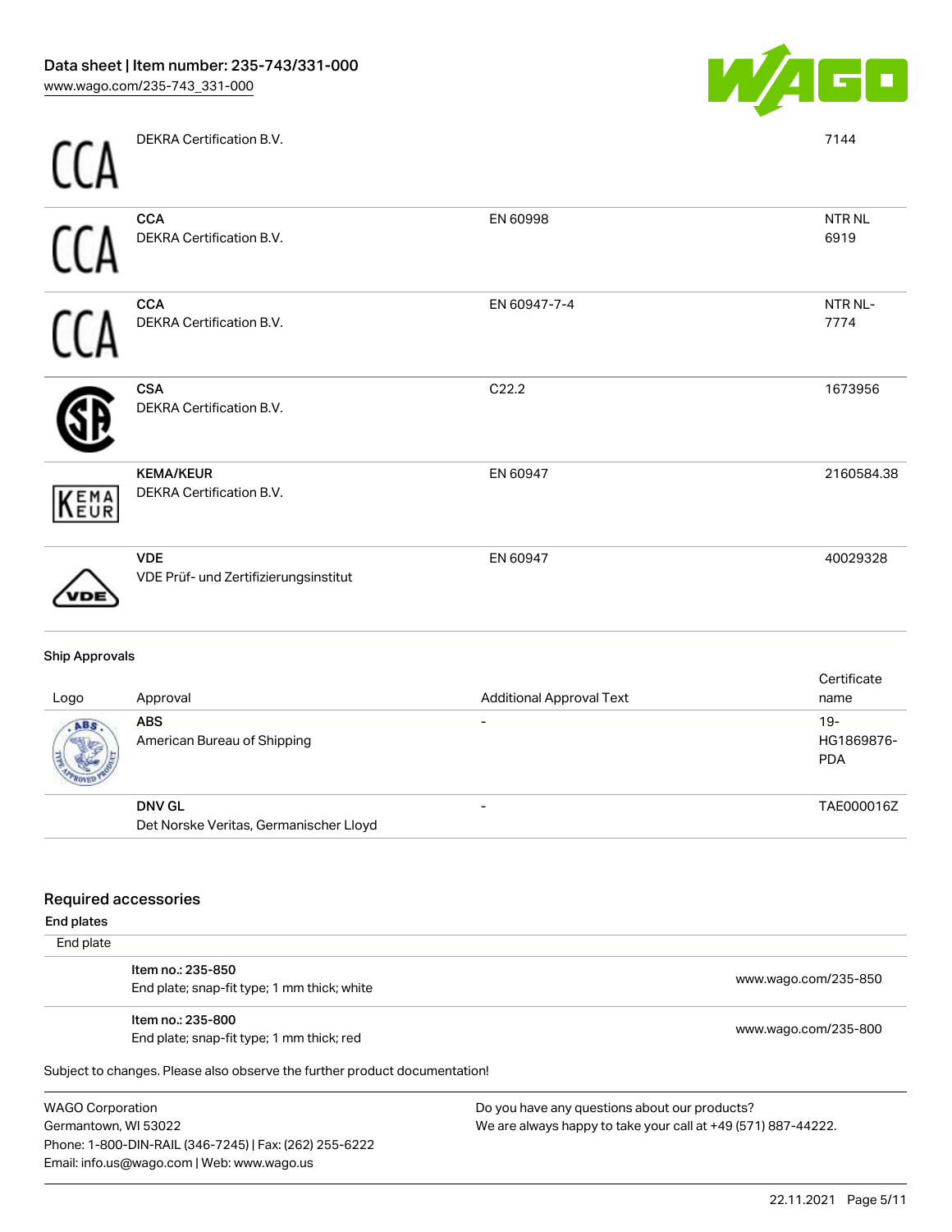| Logo | Approval | Additional Approval Text | Certificate name |
| --- | --- | --- | --- |
| | DEKRA Certification B.V. | | 7144 |
| | **CCA**<br>DEKRA Certification B.V. | EN 60998 | NTR NL 6919 |
| | **CCA**<br>DEKRA Certification B.V. | EN 60947-7-4 | NTR NL-7774 |
| | **CSA**<br>DEKRA Certification B.V. | C22.2 | 1673956 |
| | **KEMA/KEUR**<br>DEKRA Certification B.V. | EN 60947 | 2160584.38 |
| | **VDE**<br>VDE Prüf- und Zertifizierungsinstitut | EN 60947 | 40029328 |

#### Ship Approvals

| Logo | Approval | Additional Approval Text | Certificate name |
| --- | --- | --- | --- |
| | **ABS**<br>American Bureau of Shipping | - | 19-HG1869876-PDA |
| | **DNV GL**<br>Det Norske Veritas, Germanischer Lloyd | - | TAE000016Z |

## Required accessories

### End plates

End plate

| | |
| --- | --- |
| **Item no.: 235-850**<br>End plate; snap-fit type; 1 mm thick; white | www.wago.com/235-850 |
| **Item no.: 235-800**<br>End plate; snap-fit type; 1 mm thick; red | www.wago.com/235-800 |

Subject to changes. Please also observe the further product documentation!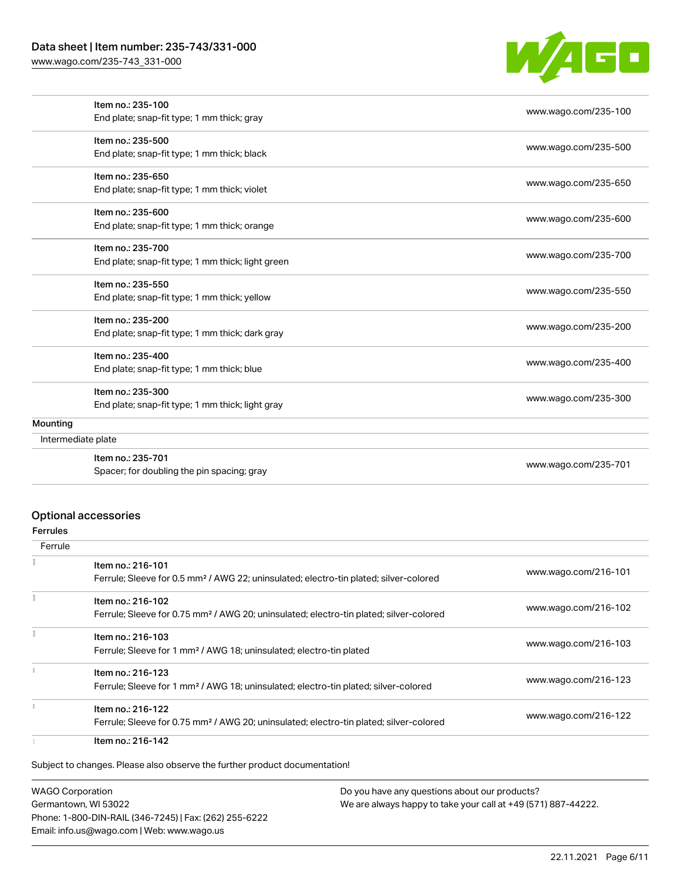| | |
|---|---|
| Item no.: 235-100<br>End plate; snap-fit type; 1 mm thick; gray | www.wago.com/235-100 |
| Item no.: 235-500<br>End plate; snap-fit type; 1 mm thick; black | www.wago.com/235-500 |
| Item no.: 235-650<br>End plate; snap-fit type; 1 mm thick; violet | www.wago.com/235-650 |
| Item no.: 235-600<br>End plate; snap-fit type; 1 mm thick; orange | www.wago.com/235-600 |
| Item no.: 235-700<br>End plate; snap-fit type; 1 mm thick; light green | www.wago.com/235-700 |
| Item no.: 235-550<br>End plate; snap-fit type; 1 mm thick; yellow | www.wago.com/235-550 |
| Item no.: 235-200<br>End plate; snap-fit type; 1 mm thick; dark gray | www.wago.com/235-200 |
| Item no.: 235-400<br>End plate; snap-fit type; 1 mm thick; blue | www.wago.com/235-400 |
| Item no.: 235-300<br>End plate; snap-fit type; 1 mm thick; light gray | www.wago.com/235-300 |

**Mounting**

Intermediate plate

| | |
|---|---|
| Item no.: 235-701<br>Spacer; for doubling the pin spacing; gray | www.wago.com/235-701 |

## Optional accessories

**Ferrules**

Ferrule

| | |
|---|---|
| Item no.: 216-101<br>Ferrule; Sleeve for 0.5 mm² / AWG 22; uninsulated; electro-tin plated; silver-colored | www.wago.com/216-101 |
| Item no.: 216-102<br>Ferrule; Sleeve for 0.75 mm² / AWG 20; uninsulated; electro-tin plated; silver-colored | www.wago.com/216-102 |
| Item no.: 216-103<br>Ferrule; Sleeve for 1 mm² / AWG 18; uninsulated; electro-tin plated | www.wago.com/216-103 |
| Item no.: 216-123<br>Ferrule; Sleeve for 1 mm² / AWG 18; uninsulated; electro-tin plated; silver-colored | www.wago.com/216-123 |
| Item no.: 216-122<br>Ferrule; Sleeve for 0.75 mm² / AWG 20; uninsulated; electro-tin plated; silver-colored | www.wago.com/216-122 |
| Item no.: 216-142 | |

Subject to changes. Please also observe the further product documentation!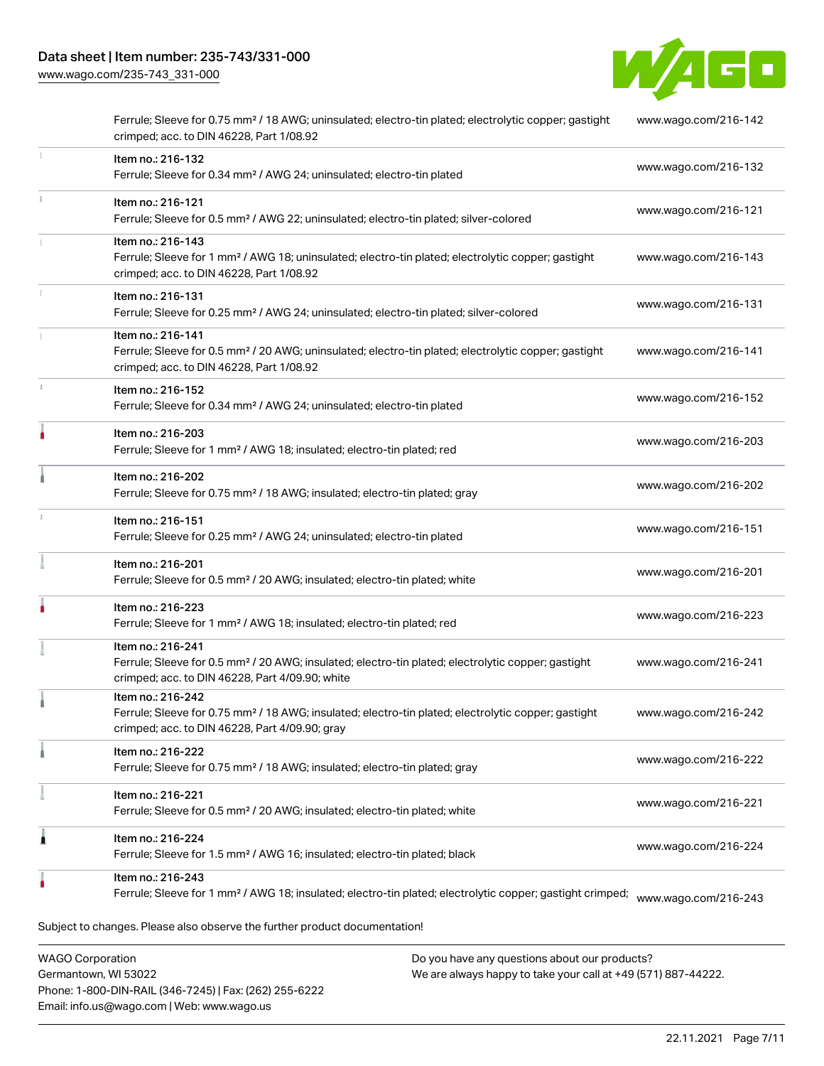| | | |
|---|---|---|
| | Ferrule; Sleeve for 0.75 mm² / 18 AWG; uninsulated; electro-tin plated; electrolytic copper; gastight crimped; acc. to DIN 46228, Part 1/08.92 | www.wago.com/216-142 |
| | Item no.: 216-132<br>Ferrule; Sleeve for 0.34 mm² / AWG 24; uninsulated; electro-tin plated | www.wago.com/216-132 |
| | Item no.: 216-121<br>Ferrule; Sleeve for 0.5 mm² / AWG 22; uninsulated; electro-tin plated; silver-colored | www.wago.com/216-121 |
| | Item no.: 216-143<br>Ferrule; Sleeve for 1 mm² / AWG 18; uninsulated; electro-tin plated; electrolytic copper; gastight crimped; acc. to DIN 46228, Part 1/08.92 | www.wago.com/216-143 |
| | Item no.: 216-131<br>Ferrule; Sleeve for 0.25 mm² / AWG 24; uninsulated; electro-tin plated; silver-colored | www.wago.com/216-131 |
| | Item no.: 216-141<br>Ferrule; Sleeve for 0.5 mm² / 20 AWG; uninsulated; electro-tin plated; electrolytic copper; gastight crimped; acc. to DIN 46228, Part 1/08.92 | www.wago.com/216-141 |
| | Item no.: 216-152<br>Ferrule; Sleeve for 0.34 mm² / AWG 24; uninsulated; electro-tin plated | www.wago.com/216-152 |
| | Item no.: 216-203<br>Ferrule; Sleeve for 1 mm² / AWG 18; insulated; electro-tin plated; red | www.wago.com/216-203 |
| | Item no.: 216-202<br>Ferrule; Sleeve for 0.75 mm² / 18 AWG; insulated; electro-tin plated; gray | www.wago.com/216-202 |
| | Item no.: 216-151<br>Ferrule; Sleeve for 0.25 mm² / AWG 24; uninsulated; electro-tin plated | www.wago.com/216-151 |
| | Item no.: 216-201<br>Ferrule; Sleeve for 0.5 mm² / 20 AWG; insulated; electro-tin plated; white | www.wago.com/216-201 |
| | Item no.: 216-223<br>Ferrule; Sleeve for 1 mm² / AWG 18; insulated; electro-tin plated; red | www.wago.com/216-223 |
| | Item no.: 216-241<br>Ferrule; Sleeve for 0.5 mm² / 20 AWG; insulated; electro-tin plated; electrolytic copper; gastight crimped; acc. to DIN 46228, Part 4/09.90; white | www.wago.com/216-241 |
| | Item no.: 216-242<br>Ferrule; Sleeve for 0.75 mm² / 18 AWG; insulated; electro-tin plated; electrolytic copper; gastight crimped; acc. to DIN 46228, Part 4/09.90; gray | www.wago.com/216-242 |
| | Item no.: 216-222<br>Ferrule; Sleeve for 0.75 mm² / 18 AWG; insulated; electro-tin plated; gray | www.wago.com/216-222 |
| | Item no.: 216-221<br>Ferrule; Sleeve for 0.5 mm² / 20 AWG; insulated; electro-tin plated; white | www.wago.com/216-221 |
| | Item no.: 216-224<br>Ferrule; Sleeve for 1.5 mm² / AWG 16; insulated; electro-tin plated; black | www.wago.com/216-224 |
| | Item no.: 216-243<br>Ferrule; Sleeve for 1 mm² / AWG 18; insulated; electro-tin plated; electrolytic copper; gastight crimped; | www.wago.com/216-243 |

Subject to changes. Please also observe the further product documentation!

WAGO Corporation
Germantown, WI 53022
Phone: 1-800-DIN-RAIL (346-7245) | Fax: (262) 255-6222
Email: info.us@wago.com | Web: www.wago.us

Do you have any questions about our products?
We are always happy to take your call at +49 (571) 887-44222.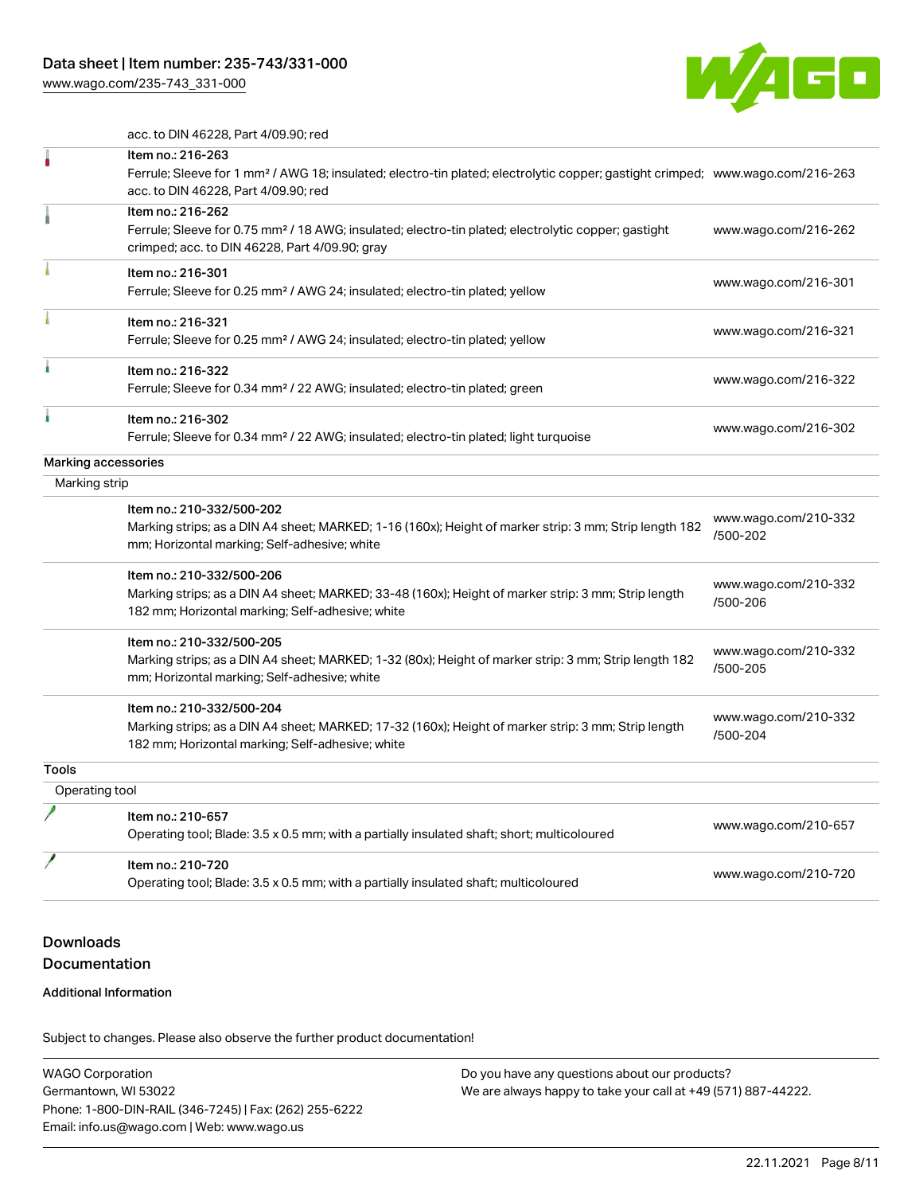acc. to DIN 46228, Part 4/09.90; red

| | | |
|---|---|---|
| | Item no.: 216-263<br>Ferrule; Sleeve for 1 mm² / AWG 18; insulated; electro-tin plated; electrolytic copper; gastight crimped; acc. to DIN 46228, Part 4/09.90; red | www.wago.com/216-263 |
| | Item no.: 216-262<br>Ferrule; Sleeve for 0.75 mm² / 18 AWG; insulated; electro-tin plated; electrolytic copper; gastight crimped; acc. to DIN 46228, Part 4/09.90; gray | www.wago.com/216-262 |
| | Item no.: 216-301<br>Ferrule; Sleeve for 0.25 mm² / AWG 24; insulated; electro-tin plated; yellow | www.wago.com/216-301 |
| | Item no.: 216-321<br>Ferrule; Sleeve for 0.25 mm² / AWG 24; insulated; electro-tin plated; yellow | www.wago.com/216-321 |
| | Item no.: 216-322<br>Ferrule; Sleeve for 0.34 mm² / 22 AWG; insulated; electro-tin plated; green | www.wago.com/216-322 |
| | Item no.: 216-302<br>Ferrule; Sleeve for 0.34 mm² / 22 AWG; insulated; electro-tin plated; light turquoise | www.wago.com/216-302 |

Marking accessories

Marking strip

| | | |
|---|---|---|
| | Item no.: 210-332/500-202<br>Marking strips; as a DIN A4 sheet; MARKED; 1-16 (160x); Height of marker strip: 3 mm; Strip length 182 mm; Horizontal marking; Self-adhesive; white | www.wago.com/210-332/500-202 |
| | Item no.: 210-332/500-206<br>Marking strips; as a DIN A4 sheet; MARKED; 33-48 (160x); Height of marker strip: 3 mm; Strip length 182 mm; Horizontal marking; Self-adhesive; white | www.wago.com/210-332/500-206 |
| | Item no.: 210-332/500-205<br>Marking strips; as a DIN A4 sheet; MARKED; 1-32 (80x); Height of marker strip: 3 mm; Strip length 182 mm; Horizontal marking; Self-adhesive; white | www.wago.com/210-332/500-205 |
| | Item no.: 210-332/500-204<br>Marking strips; as a DIN A4 sheet; MARKED; 17-32 (160x); Height of marker strip: 3 mm; Strip length 182 mm; Horizontal marking; Self-adhesive; white | www.wago.com/210-332/500-204 |

**Tools**

Operating tool

| | | |
|---|---|---|
| | Item no.: 210-657<br>Operating tool; Blade: 3.5 x 0.5 mm; with a partially insulated shaft; short; multicoloured | www.wago.com/210-657 |
| | Item no.: 210-720<br>Operating tool; Blade: 3.5 x 0.5 mm; with a partially insulated shaft; multicoloured | www.wago.com/210-720 |

## Downloads

## Documentation

**Additional Information**

Subject to changes. Please also observe the further product documentation!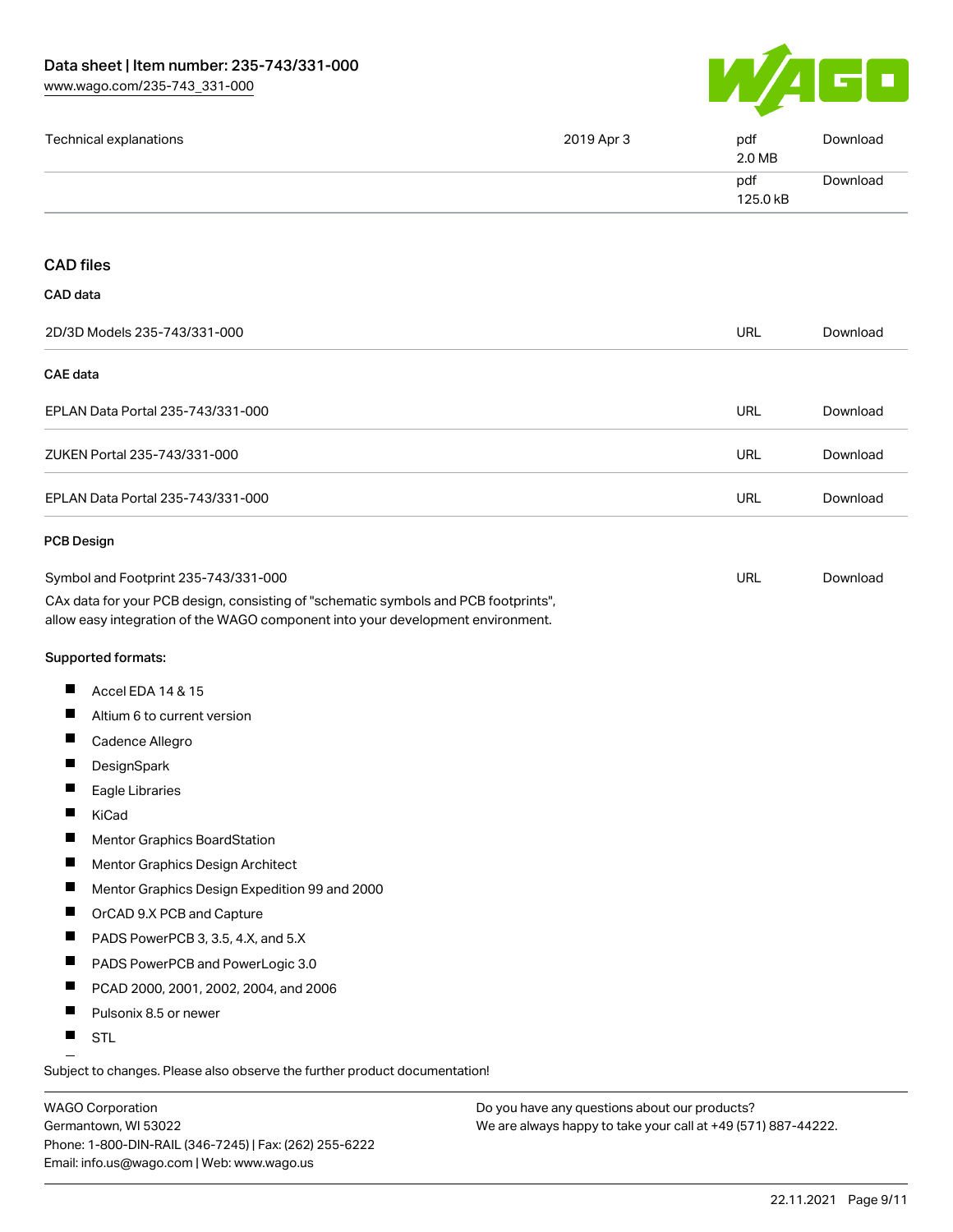| | | | |
|---|---|---|---|
| Technical explanations | 2019 Apr 3 | pdf<br>2.0 MB | Download |
| | | pdf<br>125.0 kB | Download |

## CAD files

### CAD data

| | | |
|---|---|---|
| 2D/3D Models 235-743/331-000 | URL | Download |

### CAE data

| | | |
|---|---|---|
| EPLAN Data Portal 235-743/331-000 | URL | Download |
| ZUKEN Portal 235-743/331-000 | URL | Download |
| EPLAN Data Portal 235-743/331-000 | URL | Download |

### PCB Design

| | | |
|---|---|---|
| Symbol and Footprint 235-743/331-000 | URL | Download |

CAx data for your PCB design, consisting of "schematic symbols and PCB footprints", allow easy integration of the WAGO component into your development environment.

**Supported formats:**

- Accel EDA 14 & 15
- Altium 6 to current version
- Cadence Allegro
- DesignSpark
- Eagle Libraries
- KiCad
- Mentor Graphics BoardStation
- Mentor Graphics Design Architect
- Mentor Graphics Design Expedition 99 and 2000
- OrCAD 9.X PCB and Capture
- PADS PowerPCB 3, 3.5, 4.X, and 5.X
- PADS PowerPCB and PowerLogic 3.0
- PCAD 2000, 2001, 2002, 2004, and 2006
- Pulsonix 8.5 or newer
- STL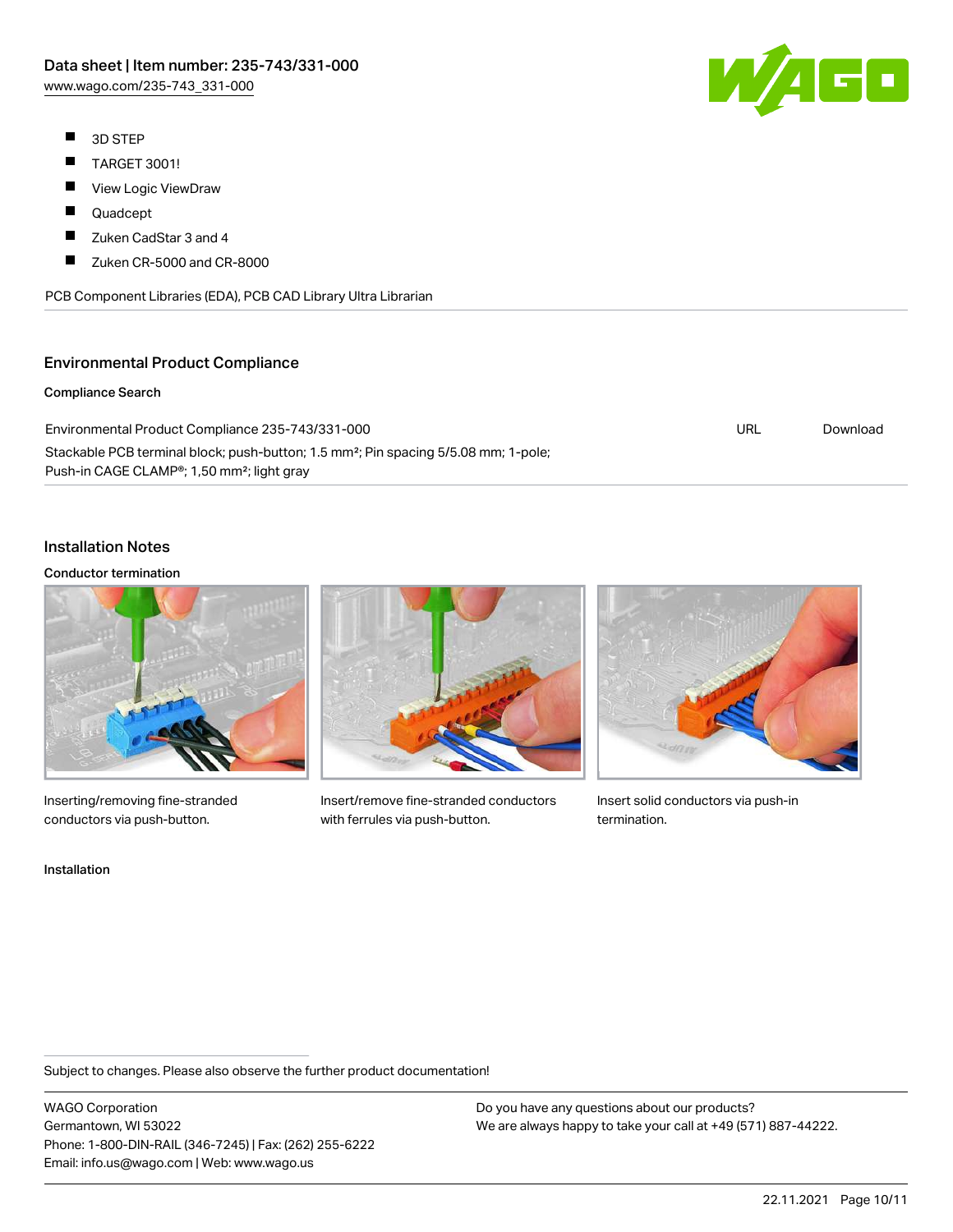- 3D STEP
- TARGET 3001!
- View Logic ViewDraw
- Quadcept
- Zuken CadStar 3 and 4
- Zuken CR-5000 and CR-8000

PCB Component Libraries (EDA), PCB CAD Library Ultra Librarian

## Environmental Product Compliance

### Compliance Search

| | | |
|---|---|---|
| Environmental Product Compliance 235-743/331-000 | URL | Download |
| Stackable PCB terminal block; push-button; 1.5 mm²; Pin spacing 5/5.08 mm; 1-pole; Push-in CAGE CLAMP®; 1,50 mm²; light gray | | |

## Installation Notes

### Conductor termination

Inserting/removing fine-stranded conductors via push-button.

Insert/remove fine-stranded conductors with ferrules via push-button.

Insert solid conductors via push-in termination.

### Installation

Subject to changes. Please also observe the further product documentation!

WAGO Corporation
Germantown, WI 53022
Phone: 1-800-DIN-RAIL (346-7245) | Fax: (262) 255-6222
Email: info.us@wago.com | Web: www.wago.us

Do you have any questions about our products?
We are always happy to take your call at +49 (571) 887-44222.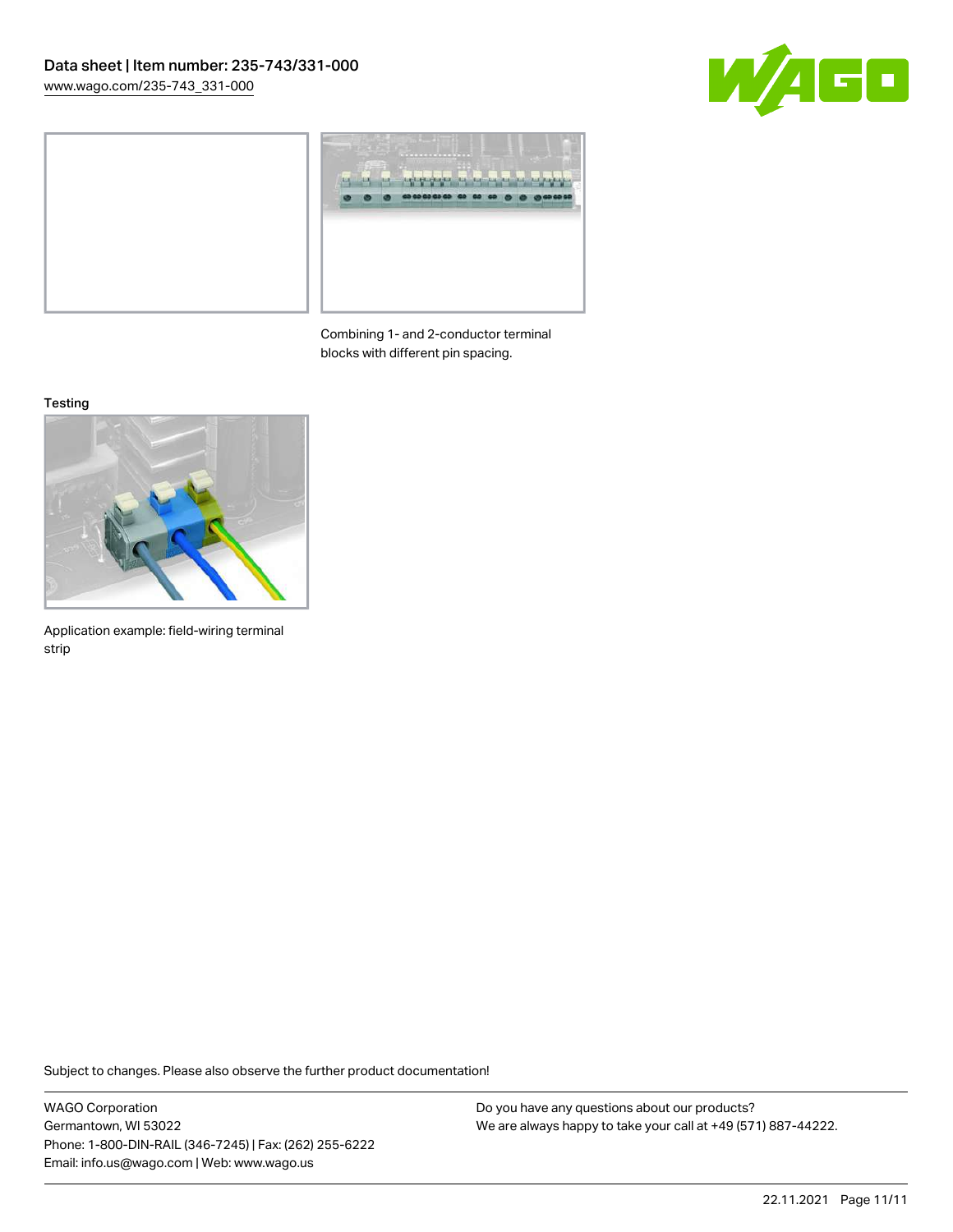Combining 1- and 2-conductor terminal blocks with different pin spacing.

Testing

Application example: field-wiring terminal strip

Subject to changes. Please also observe the further product documentation!

WAGO Corporation
Germantown, WI 53022
Phone: 1-800-DIN-RAIL (346-7245) | Fax: (262) 255-6222
Email: info.us@wago.com | Web: www.wago.us

Do you have any questions about our products?
We are always happy to take your call at +49 (571) 887-44222.